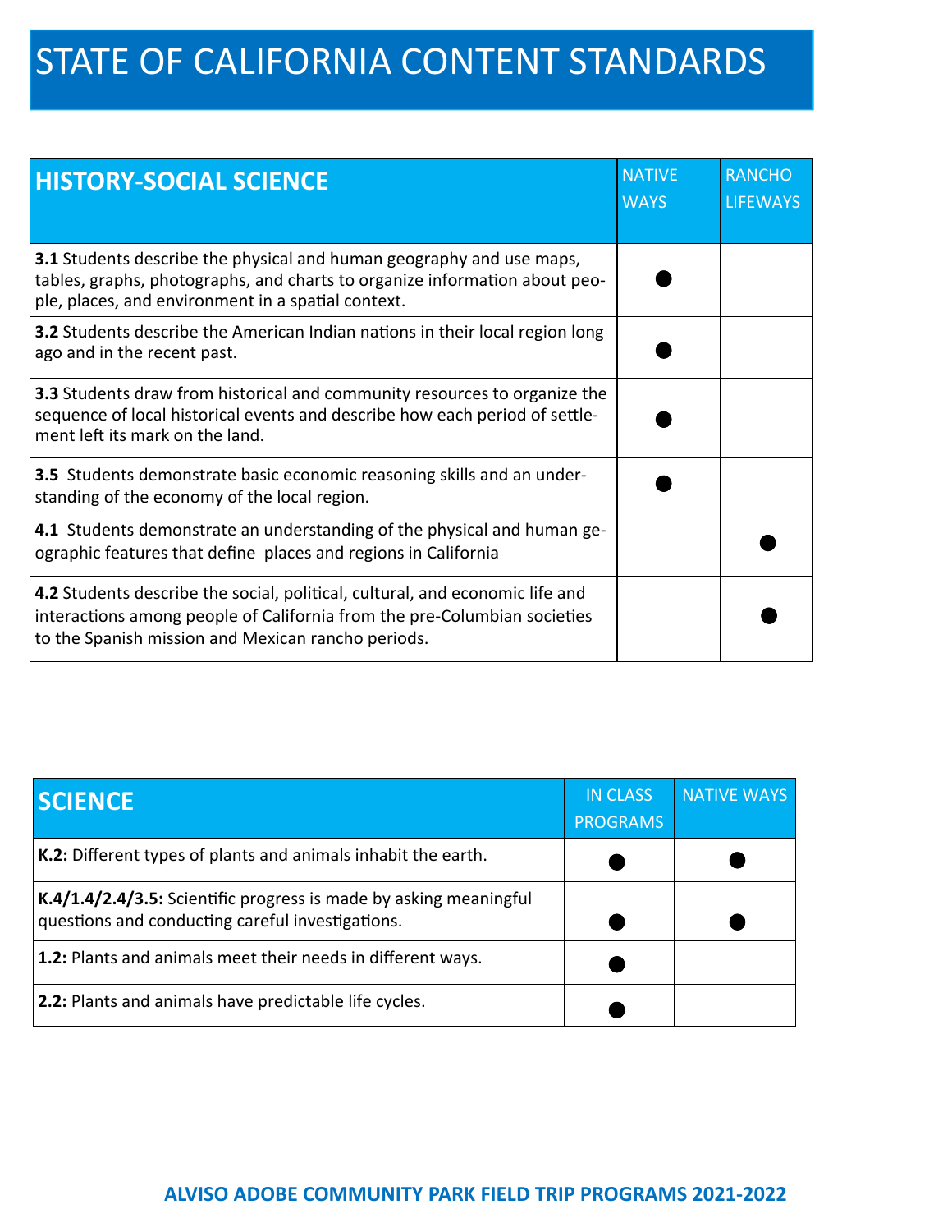# STATE OF CALIFORNIA CONTENT STANDARDS

| HISTORY-SOCIAL SCIENCE | NATIVE WAYS | RANCHO LIFEWAYS |
|---|---|---|
| **3.1** Students describe the physical and human geography and use maps, tables, graphs, photographs, and charts to organize information about people, places, and environment in a spatial context. | ● | |
| **3.2** Students describe the American Indian nations in their local region long ago and in the recent past. | ● | |
| **3.3** Students draw from historical and community resources to organize the sequence of local historical events and describe how each period of settlement left its mark on the land. | ● | |
| **3.5** Students demonstrate basic economic reasoning skills and an understanding of the economy of the local region. | ● | |
| **4.1** Students demonstrate an understanding of the physical and human geographic features that define places and regions in California | | ● |
| **4.2** Students describe the social, political, cultural, and economic life and interactions among people of California from the pre-Columbian societies to the Spanish mission and Mexican rancho periods. | | ● |

| SCIENCE | IN CLASS PROGRAMS | NATIVE WAYS |
|---|---|---|
| **K.2:** Different types of plants and animals inhabit the earth. | ● | ● |
| **K.4/1.4/2.4/3.5:** Scientific progress is made by asking meaningful questions and conducting careful investigations. | ● | ● |
| **1.2:** Plants and animals meet their needs in different ways. | ● | |
| **2.2:** Plants and animals have predictable life cycles. | ● | |

**ALVISO ADOBE COMMUNITY PARK FIELD TRIP PROGRAMS 2021-2022**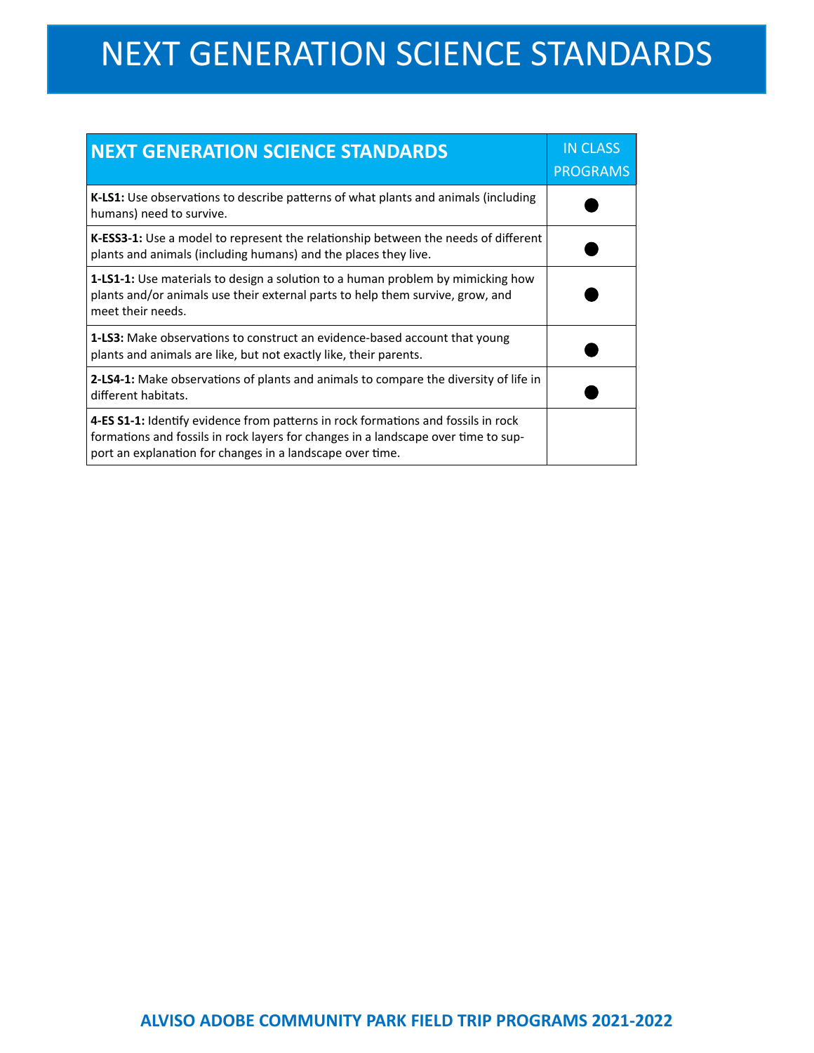# NEXT GENERATION SCIENCE STANDARDS

| NEXT GENERATION SCIENCE STANDARDS | IN CLASS PROGRAMS |
|---|---|
| **K-LS1:** Use observations to describe patterns of what plants and animals (including humans) need to survive. | ● |
| **K-ESS3-1:** Use a model to represent the relationship between the needs of different plants and animals (including humans) and the places they live. | ● |
| **1-LS1-1:** Use materials to design a solution to a human problem by mimicking how plants and/or animals use their external parts to help them survive, grow, and meet their needs. | ● |
| **1-LS3:** Make observations to construct an evidence-based account that young plants and animals are like, but not exactly like, their parents. | ● |
| **2-LS4-1:** Make observations of plants and animals to compare the diversity of life in different habitats. | ● |
| **4-ES S1-1:** Identify evidence from patterns in rock formations and fossils in rock formations and fossils in rock layers for changes in a landscape over time to support an explanation for changes in a landscape over time. | |